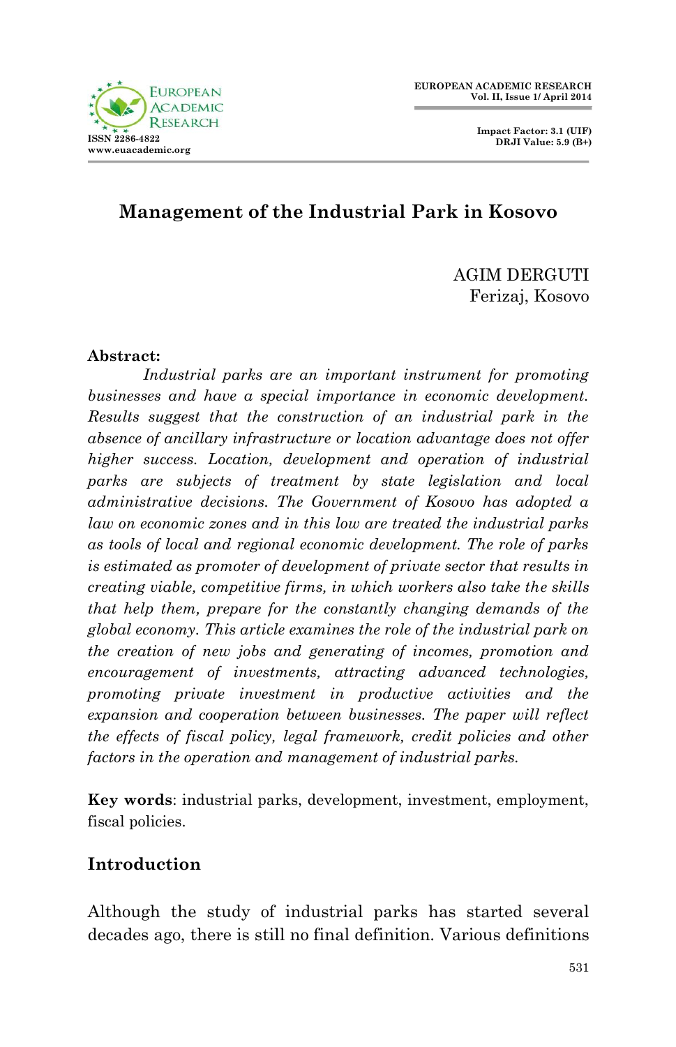# Management of the Industrial Park in Kosovo

AGIM DERGUTI
Ferizaj, Kosovo

**Abstract:**

*Industrial parks are an important instrument for promoting businesses and have a special importance in economic development. Results suggest that the construction of an industrial park in the absence of ancillary infrastructure or location advantage does not offer higher success. Location, development and operation of industrial parks are subjects of treatment by state legislation and local administrative decisions. The Government of Kosovo has adopted a law on economic zones and in this low are treated the industrial parks as tools of local and regional economic development. The role of parks is estimated as promoter of development of private sector that results in creating viable, competitive firms, in which workers also take the skills that help them, prepare for the constantly changing demands of the global economy. This article examines the role of the industrial park on the creation of new jobs and generating of incomes, promotion and encouragement of investments, attracting advanced technologies, promoting private investment in productive activities and the expansion and cooperation between businesses. The paper will reflect the effects of fiscal policy, legal framework, credit policies and other factors in the operation and management of industrial parks.*

**Key words**: industrial parks, development, investment, employment, fiscal policies.

## Introduction

Although the study of industrial parks has started several decades ago, there is still no final definition. Various definitions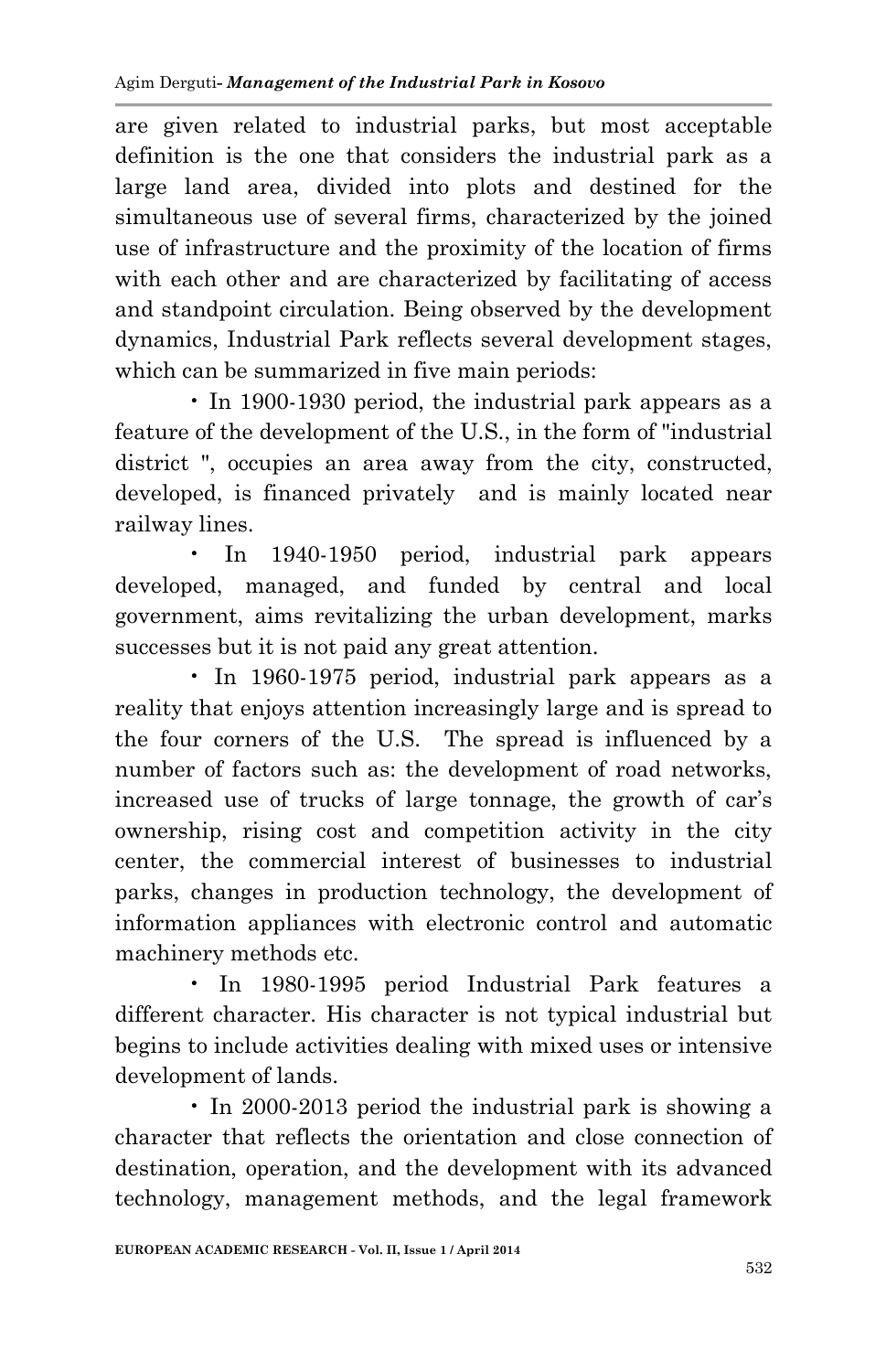are given related to industrial parks, but most acceptable definition is the one that considers the industrial park as a large land area, divided into plots and destined for the simultaneous use of several firms, characterized by the joined use of infrastructure and the proximity of the location of firms with each other and are characterized by facilitating of access and standpoint circulation. Being observed by the development dynamics, Industrial Park reflects several development stages, which can be summarized in five main periods:

- In 1900-1930 period, the industrial park appears as a feature of the development of the U.S., in the form of "industrial district ", occupies an area away from the city, constructed, developed, is financed privately and is mainly located near railway lines.
- In 1940-1950 period, industrial park appears developed, managed, and funded by central and local government, aims revitalizing the urban development, marks successes but it is not paid any great attention.
- In 1960-1975 period, industrial park appears as a reality that enjoys attention increasingly large and is spread to the four corners of the U.S. The spread is influenced by a number of factors such as: the development of road networks, increased use of trucks of large tonnage, the growth of car's ownership, rising cost and competition activity in the city center, the commercial interest of businesses to industrial parks, changes in production technology, the development of information appliances with electronic control and automatic machinery methods etc.
- In 1980-1995 period Industrial Park features a different character. His character is not typical industrial but begins to include activities dealing with mixed uses or intensive development of lands.
- In 2000-2013 period the industrial park is showing a character that reflects the orientation and close connection of destination, operation, and the development with its advanced technology, management methods, and the legal framework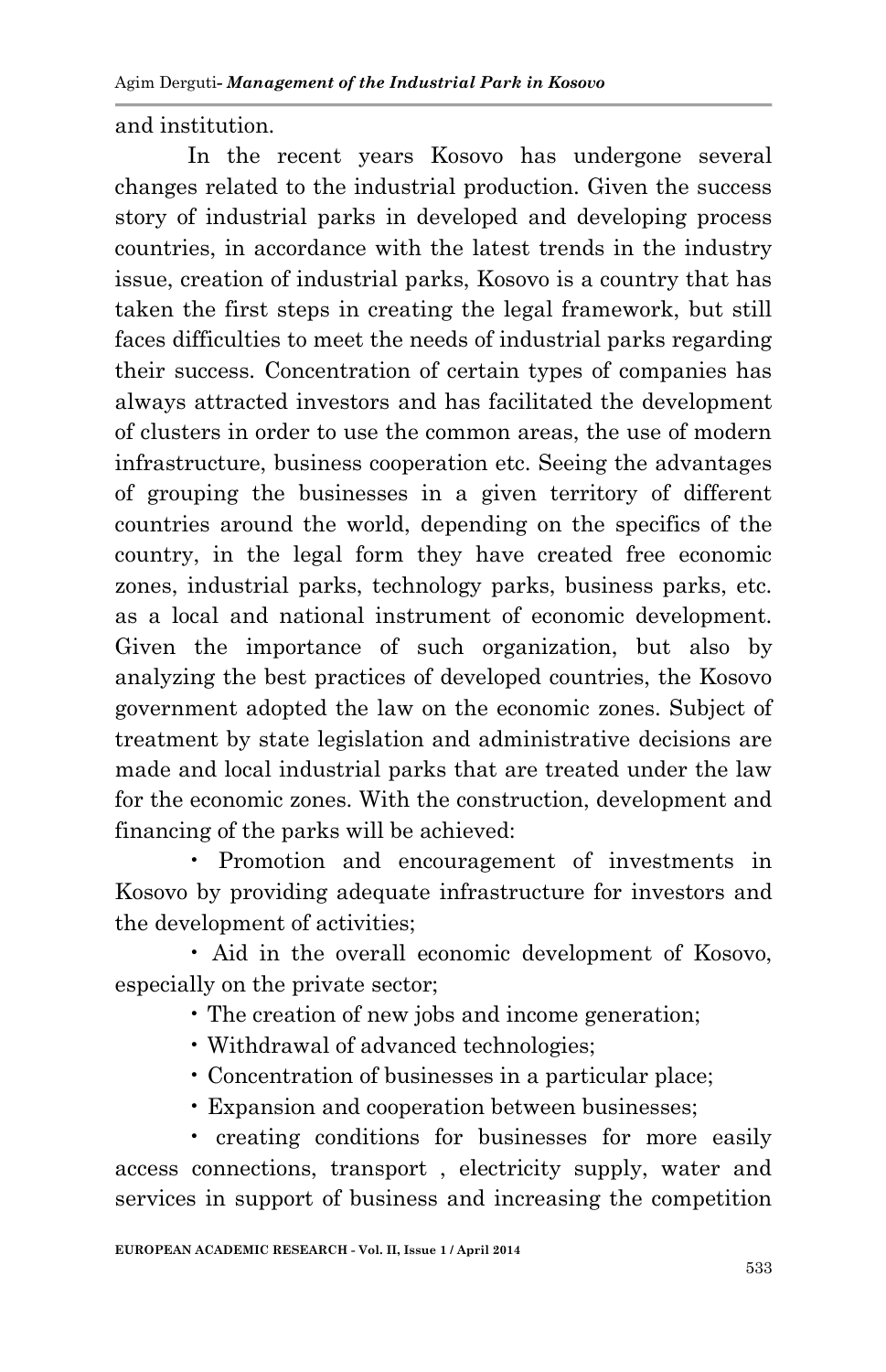and institution.

In the recent years Kosovo has undergone several changes related to the industrial production. Given the success story of industrial parks in developed and developing process countries, in accordance with the latest trends in the industry issue, creation of industrial parks, Kosovo is a country that has taken the first steps in creating the legal framework, but still faces difficulties to meet the needs of industrial parks regarding their success. Concentration of certain types of companies has always attracted investors and has facilitated the development of clusters in order to use the common areas, the use of modern infrastructure, business cooperation etc. Seeing the advantages of grouping the businesses in a given territory of different countries around the world, depending on the specifics of the country, in the legal form they have created free economic zones, industrial parks, technology parks, business parks, etc. as a local and national instrument of economic development. Given the importance of such organization, but also by analyzing the best practices of developed countries, the Kosovo government adopted the law on the economic zones. Subject of treatment by state legislation and administrative decisions are made and local industrial parks that are treated under the law for the economic zones. With the construction, development and financing of the parks will be achieved:

- Promotion and encouragement of investments in Kosovo by providing adequate infrastructure for investors and the development of activities;
- Aid in the overall economic development of Kosovo, especially on the private sector;
- The creation of new jobs and income generation;
- Withdrawal of advanced technologies;
- Concentration of businesses in a particular place;
- Expansion and cooperation between businesses;
- creating conditions for businesses for more easily access connections, transport , electricity supply, water and services in support of business and increasing the competition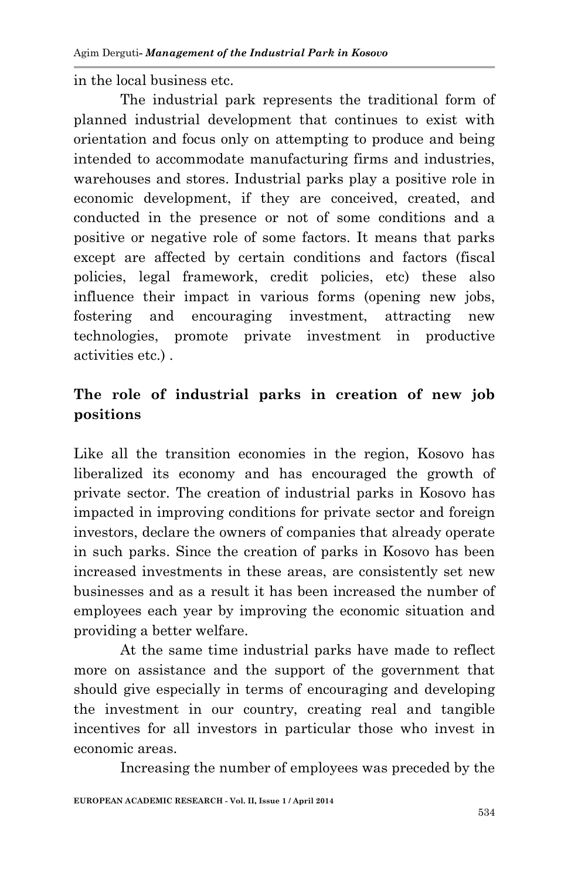in the local business etc.

The industrial park represents the traditional form of planned industrial development that continues to exist with orientation and focus only on attempting to produce and being intended to accommodate manufacturing firms and industries, warehouses and stores. Industrial parks play a positive role in economic development, if they are conceived, created, and conducted in the presence or not of some conditions and a positive or negative role of some factors. It means that parks except are affected by certain conditions and factors (fiscal policies, legal framework, credit policies, etc) these also influence their impact in various forms (opening new jobs, fostering and encouraging investment, attracting new technologies, promote private investment in productive activities etc.) .

## The role of industrial parks in creation of new job positions

Like all the transition economies in the region, Kosovo has liberalized its economy and has encouraged the growth of private sector. The creation of industrial parks in Kosovo has impacted in improving conditions for private sector and foreign investors, declare the owners of companies that already operate in such parks. Since the creation of parks in Kosovo has been increased investments in these areas, are consistently set new businesses and as a result it has been increased the number of employees each year by improving the economic situation and providing a better welfare.

At the same time industrial parks have made to reflect more on assistance and the support of the government that should give especially in terms of encouraging and developing the investment in our country, creating real and tangible incentives for all investors in particular those who invest in economic areas.

Increasing the number of employees was preceded by the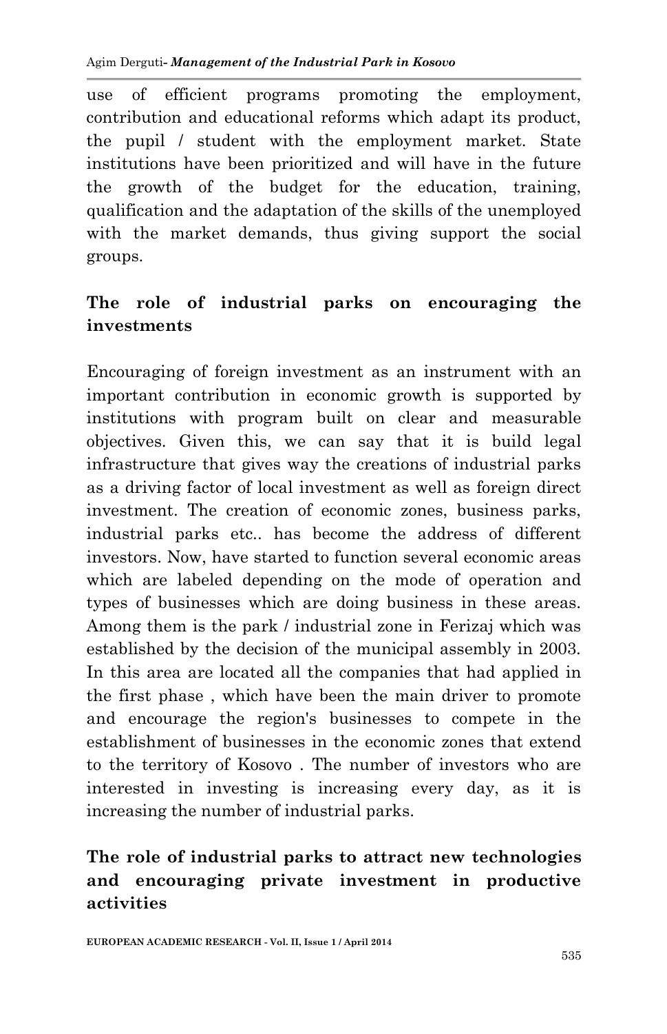use of efficient programs promoting the employment, contribution and educational reforms which adapt its product, the pupil / student with the employment market. State institutions have been prioritized and will have in the future the growth of the budget for the education, training, qualification and the adaptation of the skills of the unemployed with the market demands, thus giving support the social groups.

## The role of industrial parks on encouraging the investments

Encouraging of foreign investment as an instrument with an important contribution in economic growth is supported by institutions with program built on clear and measurable objectives. Given this, we can say that it is build legal infrastructure that gives way the creations of industrial parks as a driving factor of local investment as well as foreign direct investment. The creation of economic zones, business parks, industrial parks etc.. has become the address of different investors. Now, have started to function several economic areas which are labeled depending on the mode of operation and types of businesses which are doing business in these areas. Among them is the park / industrial zone in Ferizaj which was established by the decision of the municipal assembly in 2003. In this area are located all the companies that had applied in the first phase , which have been the main driver to promote and encourage the region's businesses to compete in the establishment of businesses in the economic zones that extend to the territory of Kosovo . The number of investors who are interested in investing is increasing every day, as it is increasing the number of industrial parks.

## The role of industrial parks to attract new technologies and encouraging private investment in productive activities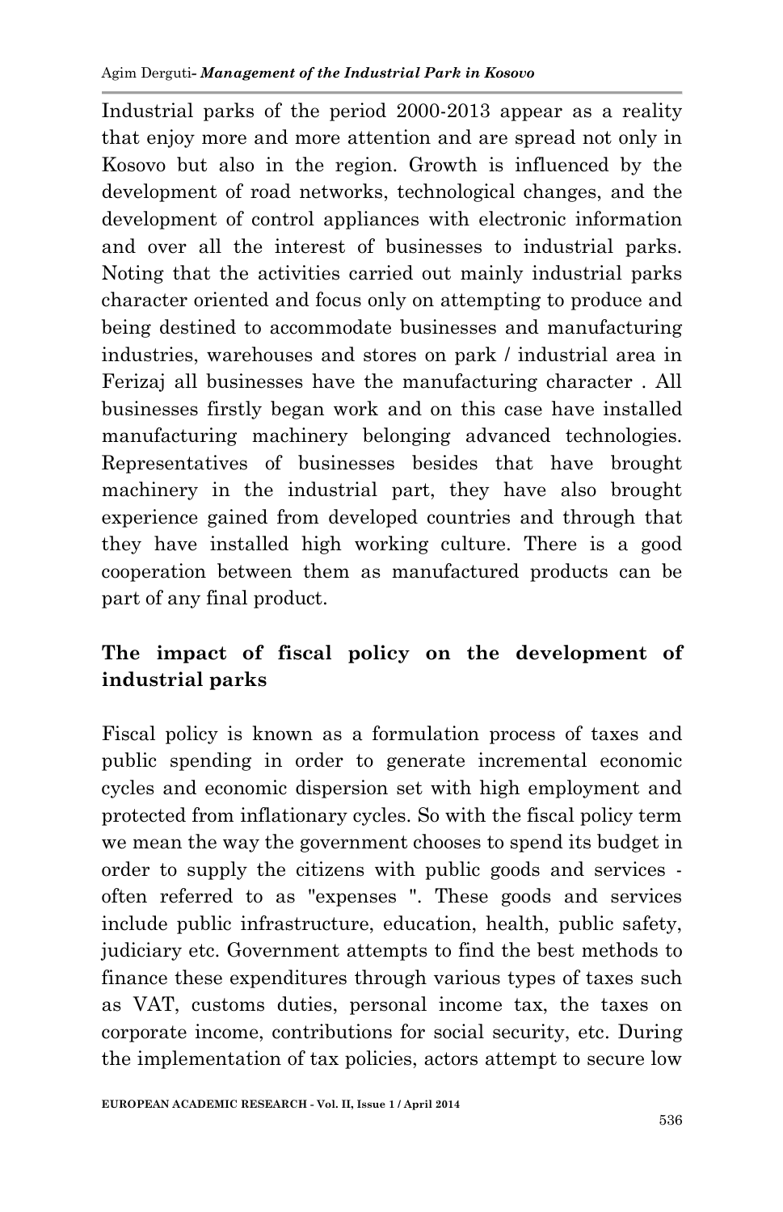Industrial parks of the period 2000-2013 appear as a reality that enjoy more and more attention and are spread not only in Kosovo but also in the region. Growth is influenced by the development of road networks, technological changes, and the development of control appliances with electronic information and over all the interest of businesses to industrial parks. Noting that the activities carried out mainly industrial parks character oriented and focus only on attempting to produce and being destined to accommodate businesses and manufacturing industries, warehouses and stores on park / industrial area in Ferizaj all businesses have the manufacturing character . All businesses firstly began work and on this case have installed manufacturing machinery belonging advanced technologies. Representatives of businesses besides that have brought machinery in the industrial part, they have also brought experience gained from developed countries and through that they have installed high working culture. There is a good cooperation between them as manufactured products can be part of any final product.

## The impact of fiscal policy on the development of industrial parks

Fiscal policy is known as a formulation process of taxes and public spending in order to generate incremental economic cycles and economic dispersion set with high employment and protected from inflationary cycles. So with the fiscal policy term we mean the way the government chooses to spend its budget in order to supply the citizens with public goods and services - often referred to as "expenses ". These goods and services include public infrastructure, education, health, public safety, judiciary etc. Government attempts to find the best methods to finance these expenditures through various types of taxes such as VAT, customs duties, personal income tax, the taxes on corporate income, contributions for social security, etc. During the implementation of tax policies, actors attempt to secure low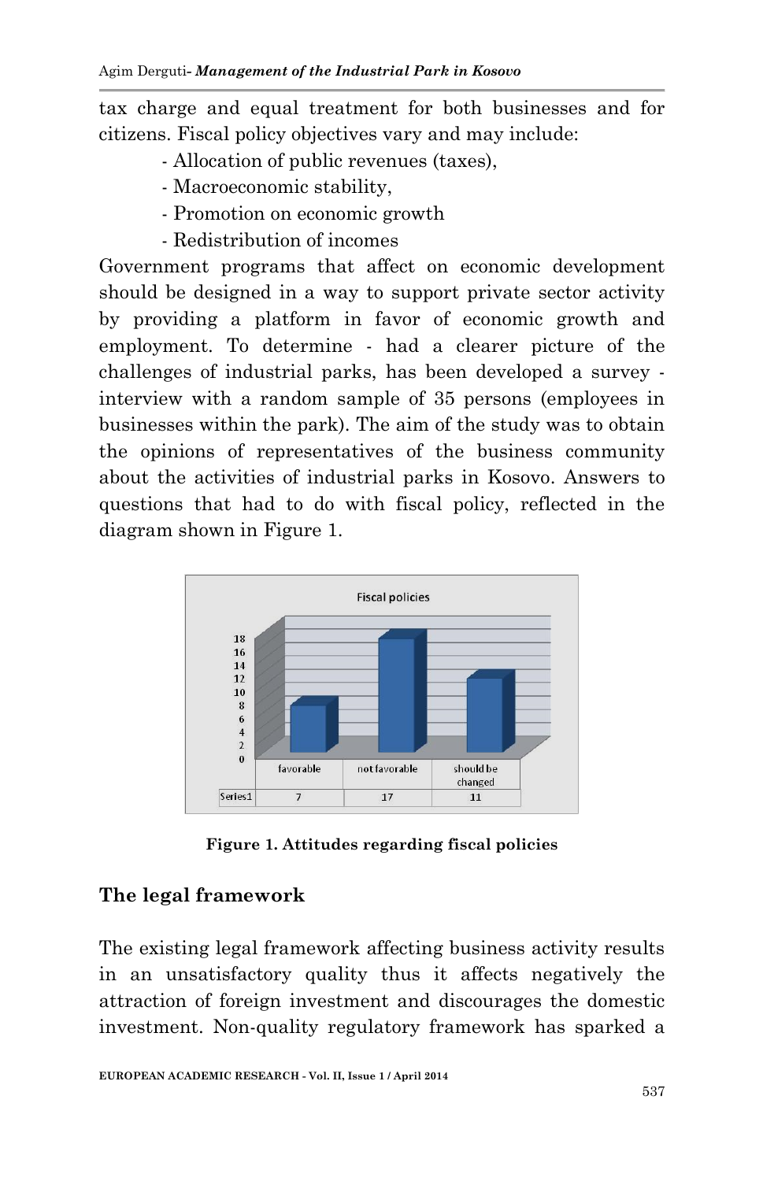tax charge and equal treatment for both businesses and for citizens. Fiscal policy objectives vary and may include:

- Allocation of public revenues (taxes),
- Macroeconomic stability,
- Promotion on economic growth
- Redistribution of incomes

Government programs that affect on economic development should be designed in a way to support private sector activity by providing a platform in favor of economic growth and employment. To determine - had a clearer picture of the challenges of industrial parks, has been developed a survey - interview with a random sample of 35 persons (employees in businesses within the park). The aim of the study was to obtain the opinions of representatives of the business community about the activities of industrial parks in Kosovo. Answers to questions that had to do with fiscal policy, reflected in the diagram shown in Figure 1.

Fiscal policies

| | favorable | not favorable | should be changed |
|---|---|---|---|
| Series1 | 7 | 17 | 11 |

**Figure 1. Attitudes regarding fiscal policies**

## The legal framework

The existing legal framework affecting business activity results in an unsatisfactory quality thus it affects negatively the attraction of foreign investment and discourages the domestic investment. Non-quality regulatory framework has sparked a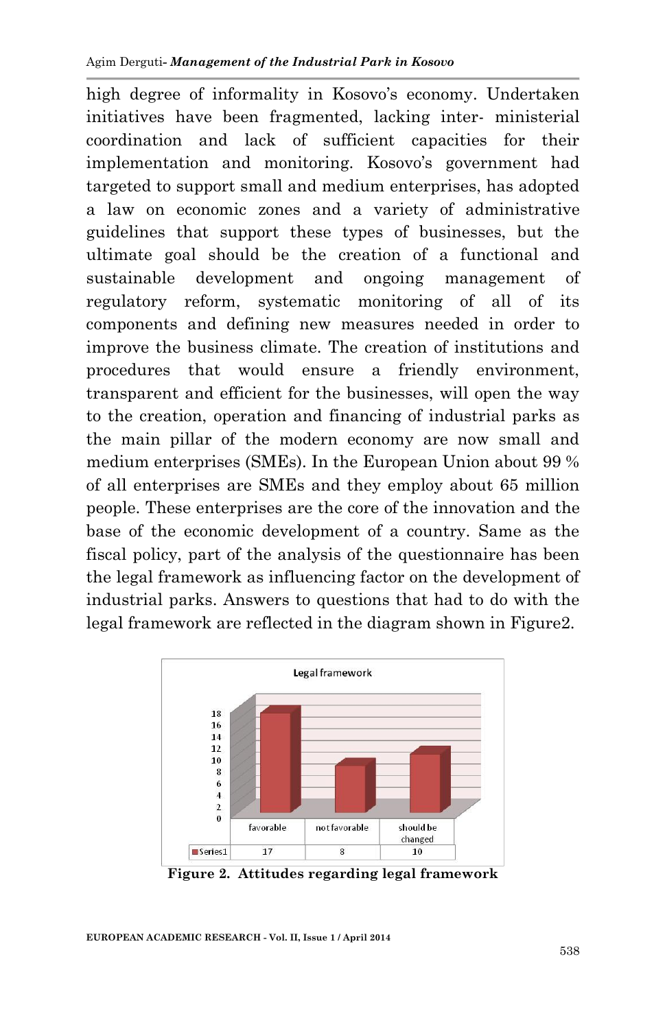high degree of informality in Kosovo's economy. Undertaken initiatives have been fragmented, lacking inter- ministerial coordination and lack of sufficient capacities for their implementation and monitoring. Kosovo's government had targeted to support small and medium enterprises, has adopted a law on economic zones and a variety of administrative guidelines that support these types of businesses, but the ultimate goal should be the creation of a functional and sustainable development and ongoing management of regulatory reform, systematic monitoring of all of its components and defining new measures needed in order to improve the business climate. The creation of institutions and procedures that would ensure a friendly environment, transparent and efficient for the businesses, will open the way to the creation, operation and financing of industrial parks as the main pillar of the modern economy are now small and medium enterprises (SMEs). In the European Union about 99 % of all enterprises are SMEs and they employ about 65 million people. These enterprises are the core of the innovation and the base of the economic development of a country. Same as the fiscal policy, part of the analysis of the questionnaire has been the legal framework as influencing factor on the development of industrial parks. Answers to questions that had to do with the legal framework are reflected in the diagram shown in Figure2.

**Legal framework**

| | favorable | not favorable | should be changed |
|---|---|---|---|
| Series1 | 17 | 8 | 10 |

**Figure 2. Attitudes regarding legal framework**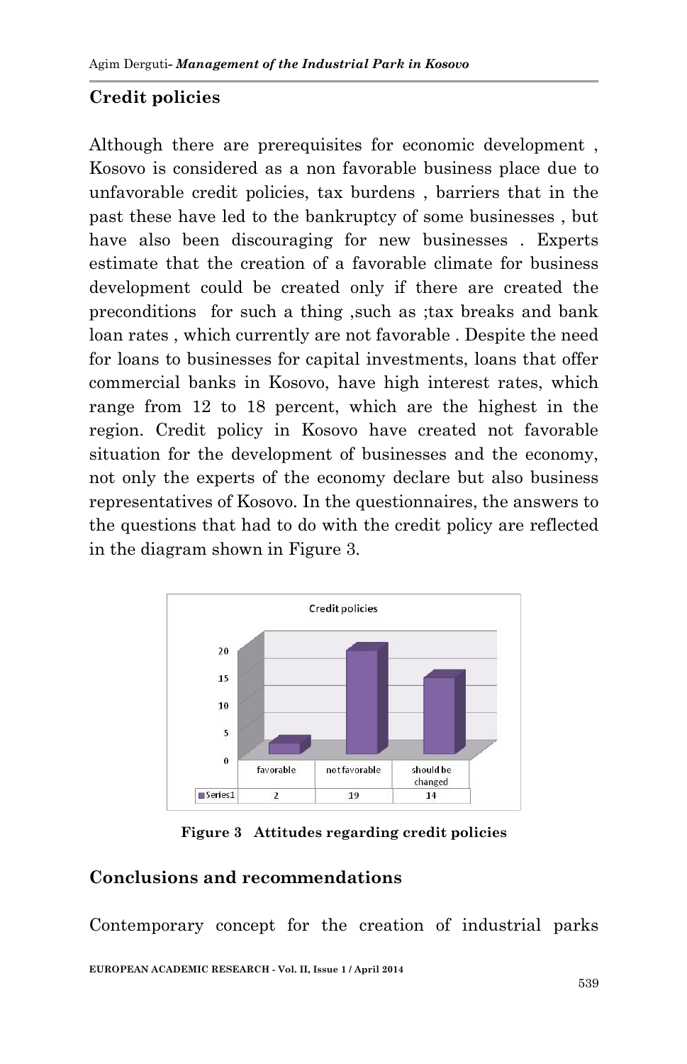## Credit policies

Although there are prerequisites for economic development , Kosovo is considered as a non favorable business place due to unfavorable credit policies, tax burdens , barriers that in the past these have led to the bankruptcy of some businesses , but have also been discouraging for new businesses . Experts estimate that the creation of a favorable climate for business development could be created only if there are created the preconditions for such a thing ,such as ;tax breaks and bank loan rates , which currently are not favorable . Despite the need for loans to businesses for capital investments, loans that offer commercial banks in Kosovo, have high interest rates, which range from 12 to 18 percent, which are the highest in the region. Credit policy in Kosovo have created not favorable situation for the development of businesses and the economy, not only the experts of the economy declare but also business representatives of Kosovo. In the questionnaires, the answers to the questions that had to do with the credit policy are reflected in the diagram shown in Figure 3.

Credit policies

| | favorable | not favorable | should be changed |
|---|---|---|---|
| Series1 | 2 | 19 | 14 |

**Figure 3 Attitudes regarding credit policies**

## Conclusions and recommendations

Contemporary concept for the creation of industrial parks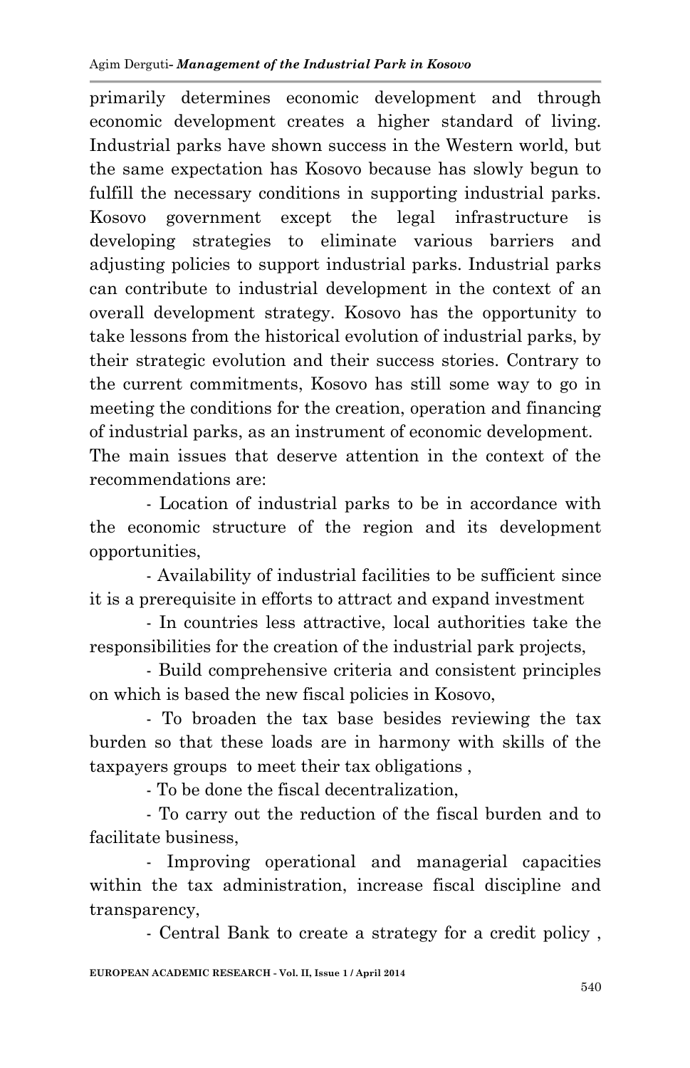primarily determines economic development and through economic development creates a higher standard of living. Industrial parks have shown success in the Western world, but the same expectation has Kosovo because has slowly begun to fulfill the necessary conditions in supporting industrial parks. Kosovo government except the legal infrastructure is developing strategies to eliminate various barriers and adjusting policies to support industrial parks. Industrial parks can contribute to industrial development in the context of an overall development strategy. Kosovo has the opportunity to take lessons from the historical evolution of industrial parks, by their strategic evolution and their success stories. Contrary to the current commitments, Kosovo has still some way to go in meeting the conditions for the creation, operation and financing of industrial parks, as an instrument of economic development.

The main issues that deserve attention in the context of the recommendations are:

- Location of industrial parks to be in accordance with the economic structure of the region and its development opportunities,
- Availability of industrial facilities to be sufficient since it is a prerequisite in efforts to attract and expand investment
- In countries less attractive, local authorities take the responsibilities for the creation of the industrial park projects,
- Build comprehensive criteria and consistent principles on which is based the new fiscal policies in Kosovo,
- To broaden the tax base besides reviewing the tax burden so that these loads are in harmony with skills of the taxpayers groups to meet their tax obligations ,
- To be done the fiscal decentralization,
- To carry out the reduction of the fiscal burden and to facilitate business,
- Improving operational and managerial capacities within the tax administration, increase fiscal discipline and transparency,
- Central Bank to create a strategy for a credit policy ,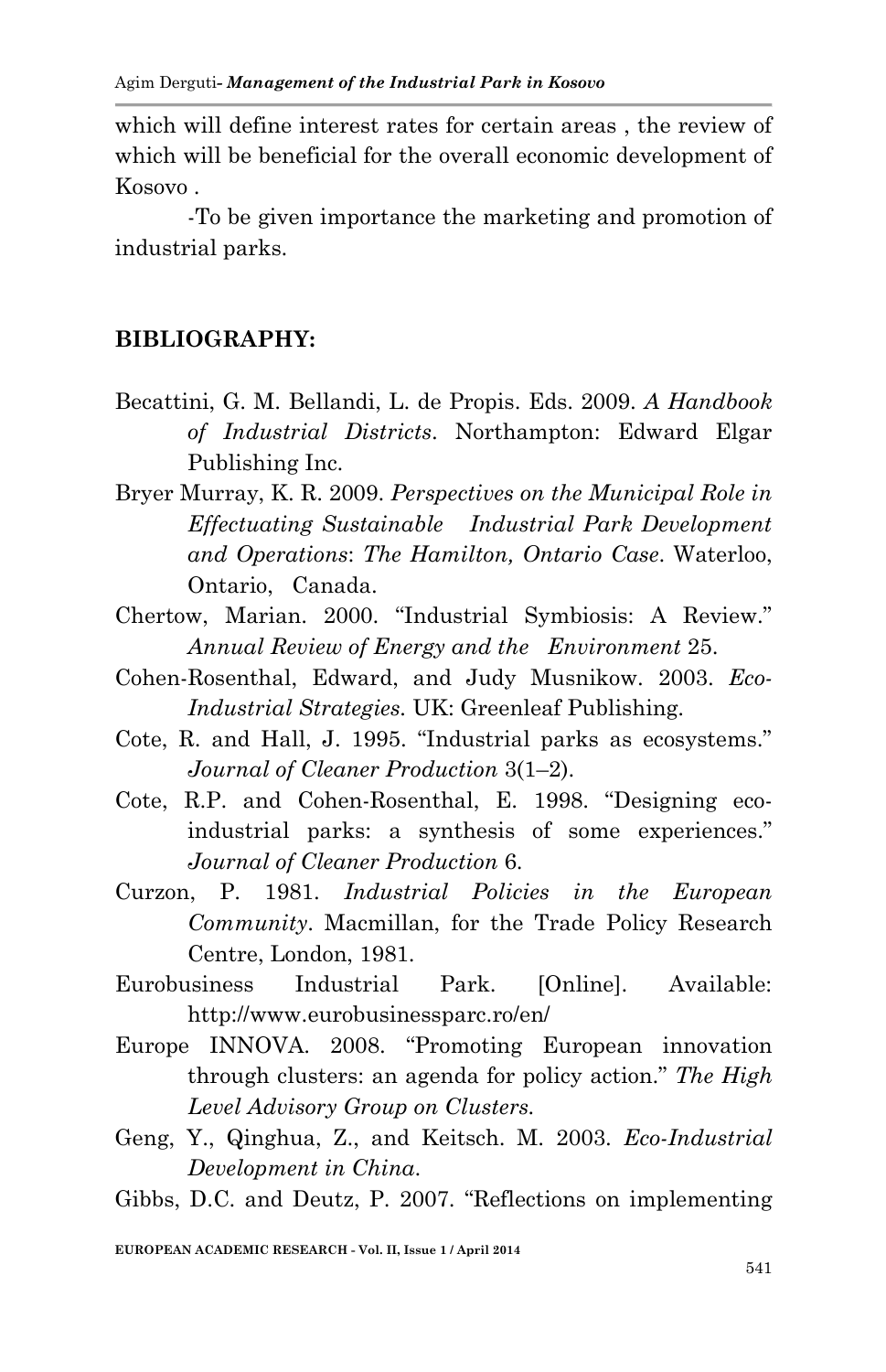which will define interest rates for certain areas , the review of which will be beneficial for the overall economic development of Kosovo .

-To be given importance the marketing and promotion of industrial parks.

## BIBLIOGRAPHY:

Becattini, G. M. Bellandi, L. de Propis. Eds. 2009. *A Handbook of Industrial Districts*. Northampton: Edward Elgar Publishing Inc.

Bryer Murray, K. R. 2009. *Perspectives on the Municipal Role in Effectuating Sustainable Industrial Park Development and Operations*: *The Hamilton, Ontario Case*. Waterloo, Ontario, Canada.

Chertow, Marian. 2000. "Industrial Symbiosis: A Review." *Annual Review of Energy and the Environment* 25.

Cohen-Rosenthal, Edward, and Judy Musnikow. 2003. *Eco-Industrial Strategies*. UK: Greenleaf Publishing.

Cote, R. and Hall, J. 1995. "Industrial parks as ecosystems." *Journal of Cleaner Production* 3(1–2).

Cote, R.P. and Cohen-Rosenthal, E. 1998. "Designing eco-industrial parks: a synthesis of some experiences." *Journal of Cleaner Production* 6.

Curzon, P. 1981. *Industrial Policies in the European Community*. Macmillan, for the Trade Policy Research Centre, London, 1981.

Eurobusiness Industrial Park. [Online]. Available: http://www.eurobusinessparc.ro/en/

Europe INNOVA. 2008. "Promoting European innovation through clusters: an agenda for policy action." *The High Level Advisory Group on Clusters.*

Geng, Y., Qinghua, Z., and Keitsch. M. 2003. *Eco-Industrial Development in China.*

Gibbs, D.C. and Deutz, P. 2007. "Reflections on implementing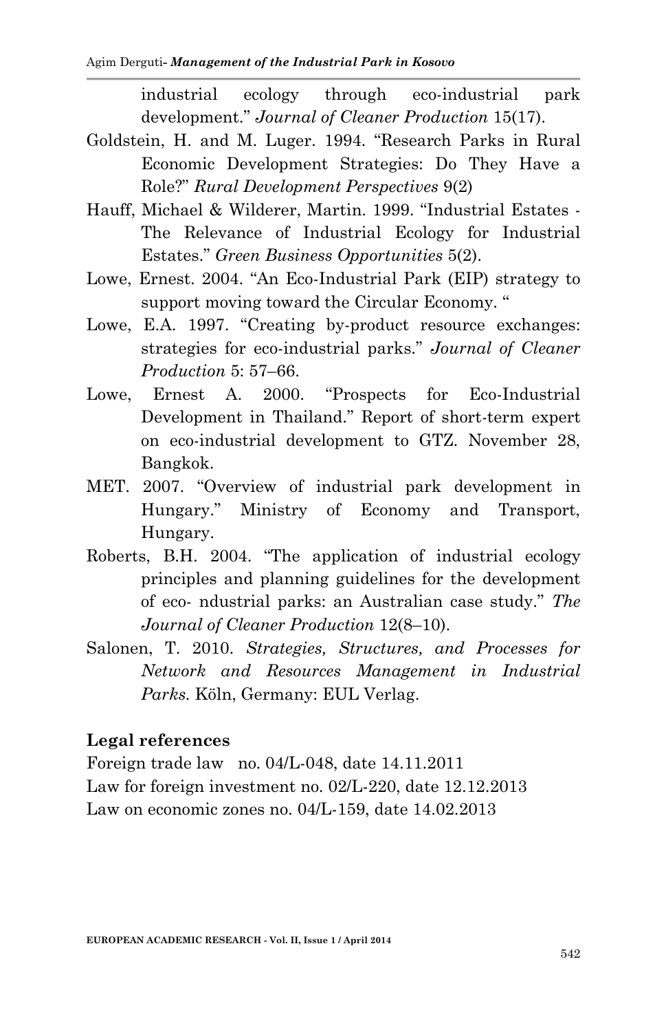industrial ecology through eco-industrial park development." *Journal of Cleaner Production* 15(17).

Goldstein, H. and M. Luger. 1994. "Research Parks in Rural Economic Development Strategies: Do They Have a Role?" *Rural Development Perspectives* 9(2)

Hauff, Michael & Wilderer, Martin. 1999. "Industrial Estates - The Relevance of Industrial Ecology for Industrial Estates." *Green Business Opportunities* 5(2).

Lowe, Ernest. 2004. "An Eco-Industrial Park (EIP) strategy to support moving toward the Circular Economy. "

Lowe, E.A. 1997. "Creating by-product resource exchanges: strategies for eco-industrial parks." *Journal of Cleaner Production* 5: 57–66.

Lowe, Ernest A. 2000. "Prospects for Eco-Industrial Development in Thailand." Report of short-term expert on eco-industrial development to GTZ. November 28, Bangkok.

MET. 2007. "Overview of industrial park development in Hungary." Ministry of Economy and Transport, Hungary.

Roberts, B.H. 2004. "The application of industrial ecology principles and planning guidelines for the development of eco- ndustrial parks: an Australian case study." *The Journal of Cleaner Production* 12(8–10).

Salonen, T. 2010. *Strategies, Structures, and Processes for Network and Resources Management in Industrial Parks.* Köln, Germany: EUL Verlag.

**Legal references**

Foreign trade law no. 04/L-048, date 14.11.2011

Law for foreign investment no. 02/L-220, date 12.12.2013

Law on economic zones no. 04/L-159, date 14.02.2013